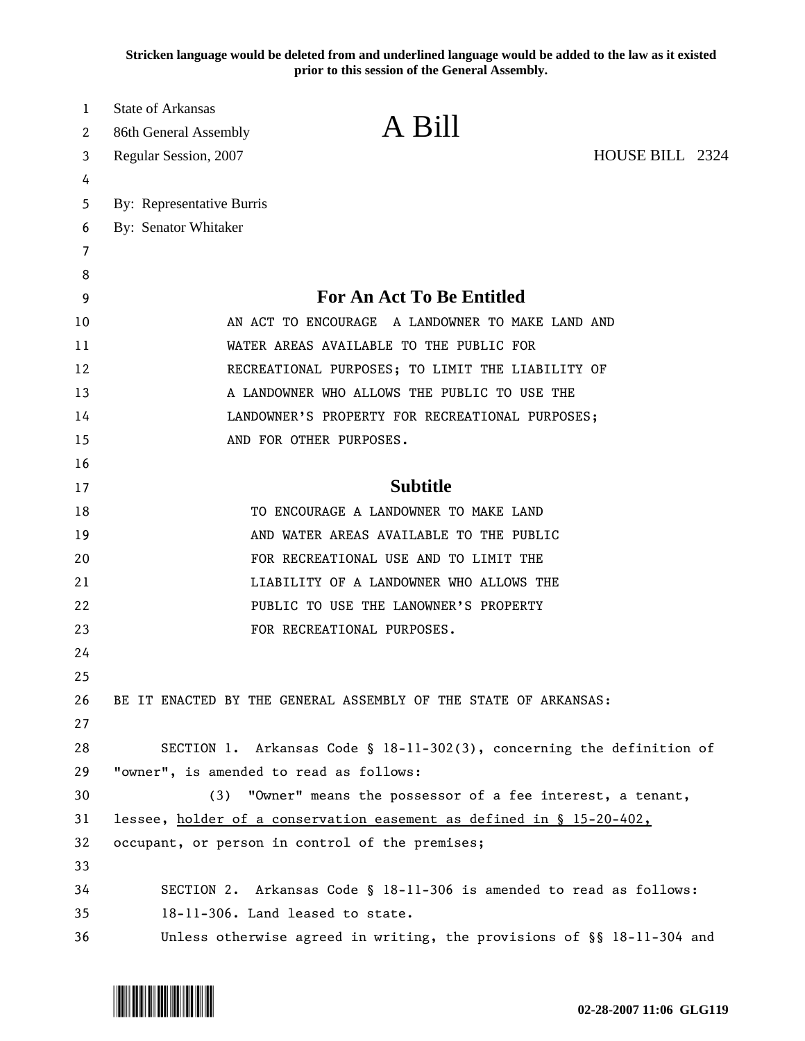Stricken language would be deleted from and underlined language would be added to the law as it existed prior to this session of the General Assembly.

State of Arkansas
86th General Assembly
Regular Session, 2007

# A Bill

HOUSE BILL 2324

By: Representative Burris
By: Senator Whitaker

## For An Act To Be Entitled

AN ACT TO ENCOURAGE A LANDOWNER TO MAKE LAND AND WATER AREAS AVAILABLE TO THE PUBLIC FOR RECREATIONAL PURPOSES; TO LIMIT THE LIABILITY OF A LANDOWNER WHO ALLOWS THE PUBLIC TO USE THE LANDOWNER'S PROPERTY FOR RECREATIONAL PURPOSES; AND FOR OTHER PURPOSES.

## Subtitle

TO ENCOURAGE A LANDOWNER TO MAKE LAND AND WATER AREAS AVAILABLE TO THE PUBLIC FOR RECREATIONAL USE AND TO LIMIT THE LIABILITY OF A LANDOWNER WHO ALLOWS THE PUBLIC TO USE THE LANOWNER'S PROPERTY FOR RECREATIONAL PURPOSES.

BE IT ENACTED BY THE GENERAL ASSEMBLY OF THE STATE OF ARKANSAS:

SECTION 1. Arkansas Code § 18-11-302(3), concerning the definition of "owner", is amended to read as follows:

(3) "Owner" means the possessor of a fee interest, a tenant, lessee, <u>holder of a conservation easement as defined in § 15-20-402,</u> occupant, or person in control of the premises;

SECTION 2. Arkansas Code § 18-11-306 is amended to read as follows:

18-11-306. Land leased to state.

Unless otherwise agreed in writing, the provisions of §§ 18-11-304 and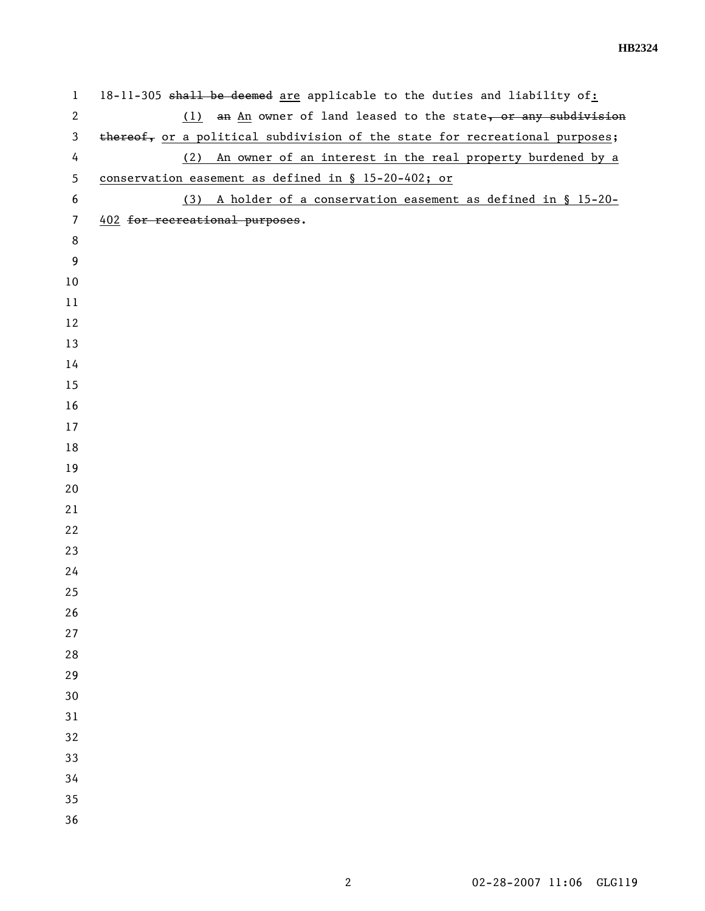18-11-305 ~~shall be deemed~~ are applicable to the duties and liability of:

(1) ~~an~~ An owner of land leased to the state~~, or any subdivision thereof,~~ or a political subdivision of the state for recreational purposes;

(2) An owner of an interest in the real property burdened by a conservation easement as defined in § 15-20-402; or

(3) A holder of a conservation easement as defined in § 15-20-402 ~~for recreational purposes~~.